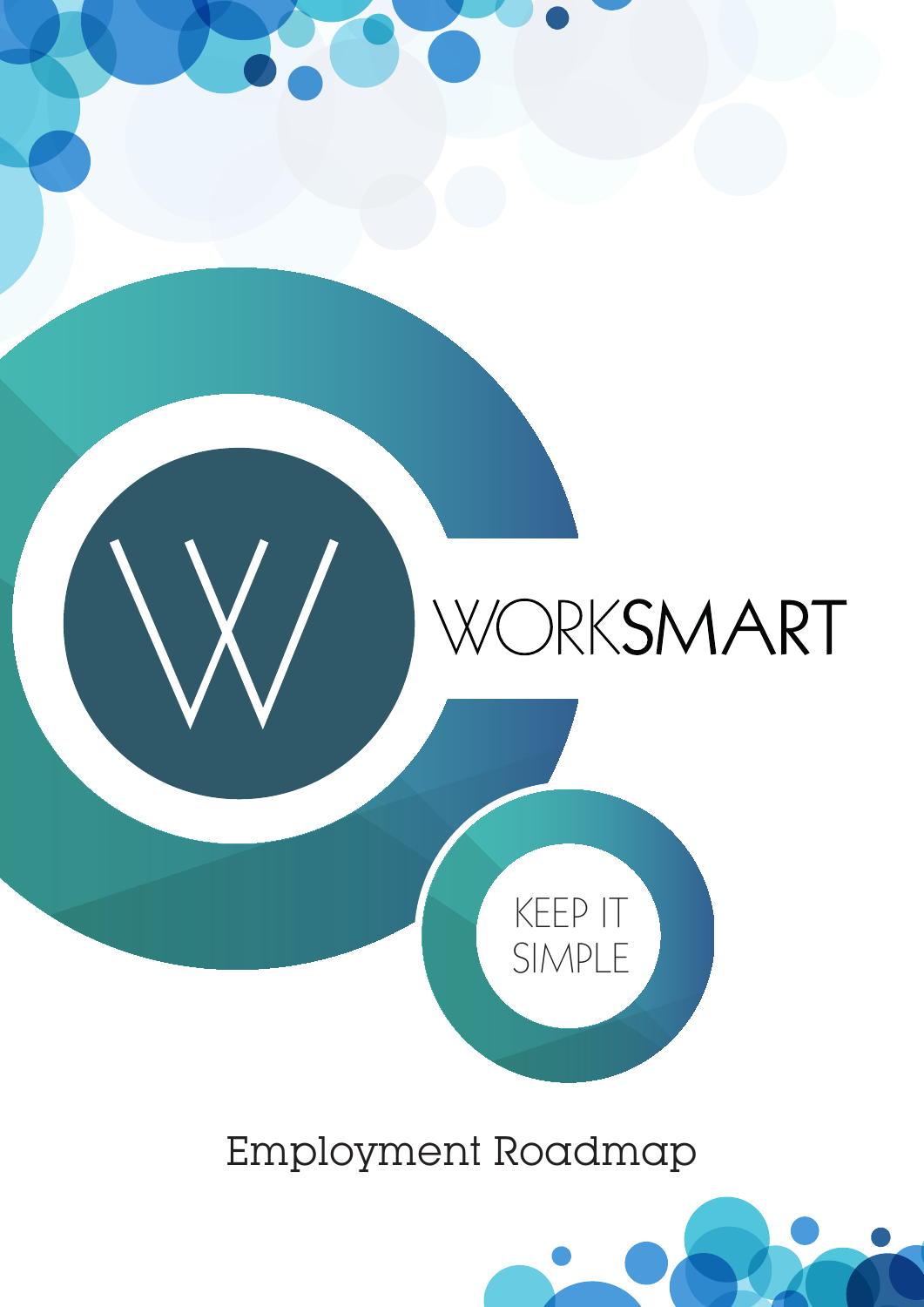# WORKSMART

KEEP IT SIMPLE

## Employment Roadmap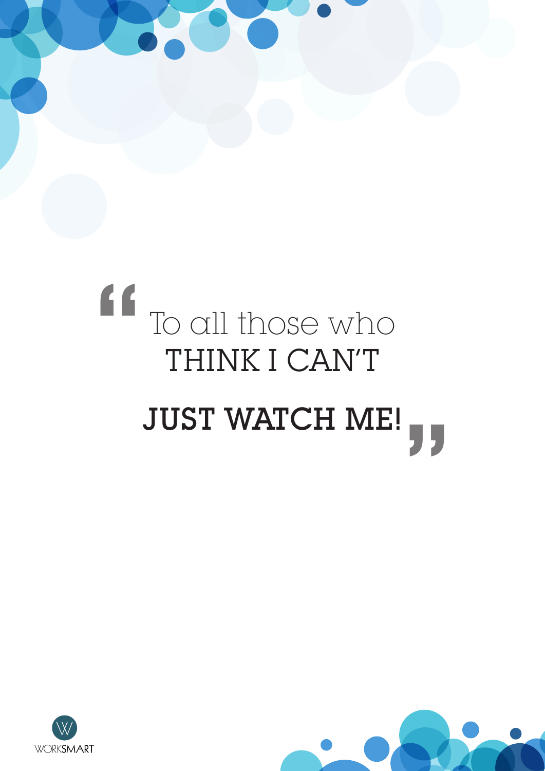> "To all those who THINK I CAN'T
>
> **JUST WATCH ME!**"

WORKSMART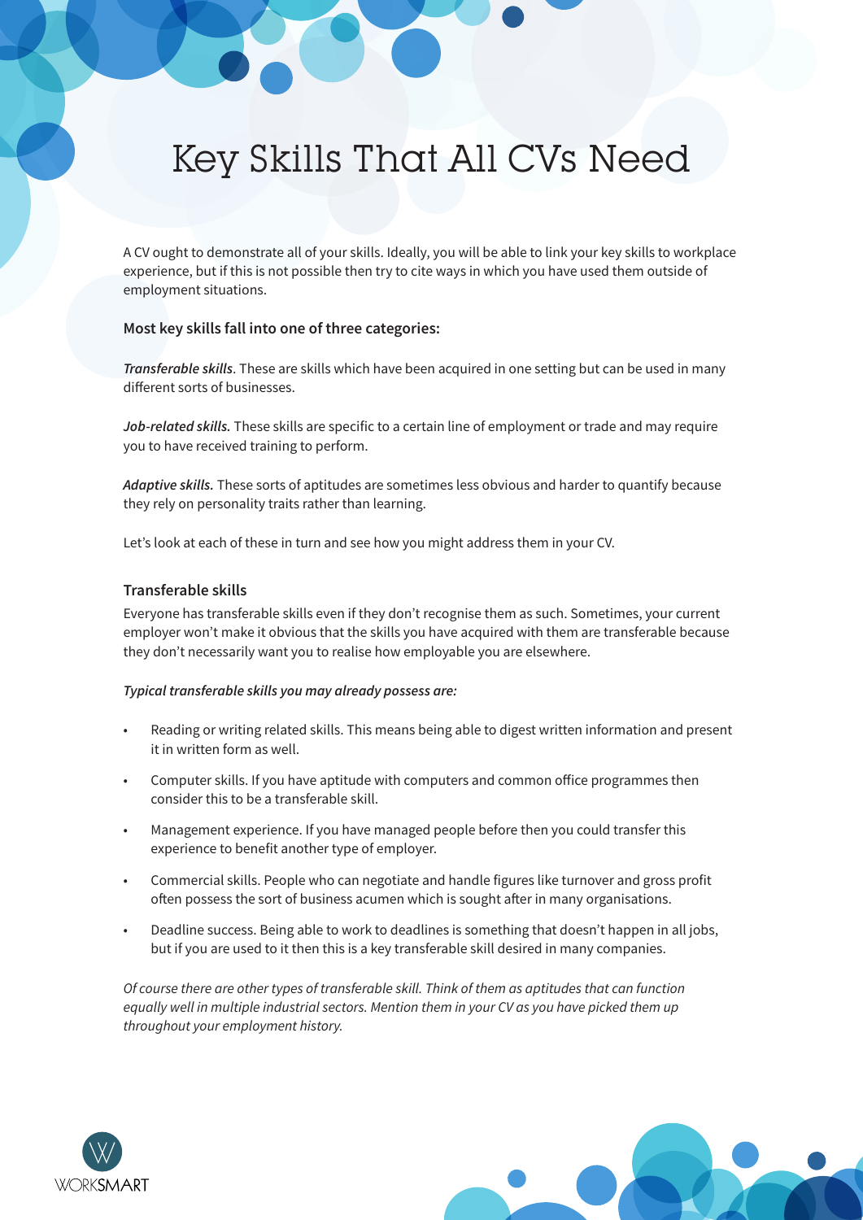# Key Skills That All CVs Need

A CV ought to demonstrate all of your skills. Ideally, you will be able to link your key skills to workplace experience, but if this is not possible then try to cite ways in which you have used them outside of employment situations.

**Most key skills fall into one of three categories:**

***Transferable skills***. These are skills which have been acquired in one setting but can be used in many different sorts of businesses.

***Job-related skills.*** These skills are specific to a certain line of employment or trade and may require you to have received training to perform.

***Adaptive skills.*** These sorts of aptitudes are sometimes less obvious and harder to quantify because they rely on personality traits rather than learning.

Let's look at each of these in turn and see how you might address them in your CV.

## Transferable skills

Everyone has transferable skills even if they don't recognise them as such. Sometimes, your current employer won't make it obvious that the skills you have acquired with them are transferable because they don't necessarily want you to realise how employable you are elsewhere.

***Typical transferable skills you may already possess are:***

- Reading or writing related skills. This means being able to digest written information and present it in written form as well.
- Computer skills. If you have aptitude with computers and common office programmes then consider this to be a transferable skill.
- Management experience. If you have managed people before then you could transfer this experience to benefit another type of employer.
- Commercial skills. People who can negotiate and handle figures like turnover and gross profit often possess the sort of business acumen which is sought after in many organisations.
- Deadline success. Being able to work to deadlines is something that doesn't happen in all jobs, but if you are used to it then this is a key transferable skill desired in many companies.

*Of course there are other types of transferable skill. Think of them as aptitudes that can function equally well in multiple industrial sectors. Mention them in your CV as you have picked them up throughout your employment history.*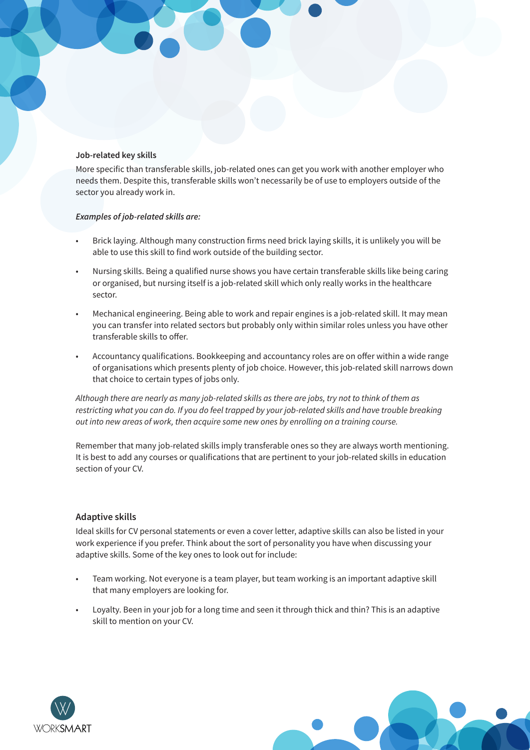### Job-related key skills

More specific than transferable skills, job-related ones can get you work with another employer who needs them. Despite this, transferable skills won't necessarily be of use to employers outside of the sector you already work in.

***Examples of job-related skills are:***

- Brick laying. Although many construction firms need brick laying skills, it is unlikely you will be able to use this skill to find work outside of the building sector.
- Nursing skills. Being a qualified nurse shows you have certain transferable skills like being caring or organised, but nursing itself is a job-related skill which only really works in the healthcare sector.
- Mechanical engineering. Being able to work and repair engines is a job-related skill. It may mean you can transfer into related sectors but probably only within similar roles unless you have other transferable skills to offer.
- Accountancy qualifications. Bookkeeping and accountancy roles are on offer within a wide range of organisations which presents plenty of job choice. However, this job-related skill narrows down that choice to certain types of jobs only.

*Although there are nearly as many job-related skills as there are jobs, try not to think of them as restricting what you can do. If you do feel trapped by your job-related skills and have trouble breaking out into new areas of work, then acquire some new ones by enrolling on a training course.*

Remember that many job-related skills imply transferable ones so they are always worth mentioning. It is best to add any courses or qualifications that are pertinent to your job-related skills in education section of your CV.

### Adaptive skills

Ideal skills for CV personal statements or even a cover letter, adaptive skills can also be listed in your work experience if you prefer. Think about the sort of personality you have when discussing your adaptive skills. Some of the key ones to look out for include:

- Team working. Not everyone is a team player, but team working is an important adaptive skill that many employers are looking for.
- Loyalty. Been in your job for a long time and seen it through thick and thin? This is an adaptive skill to mention on your CV.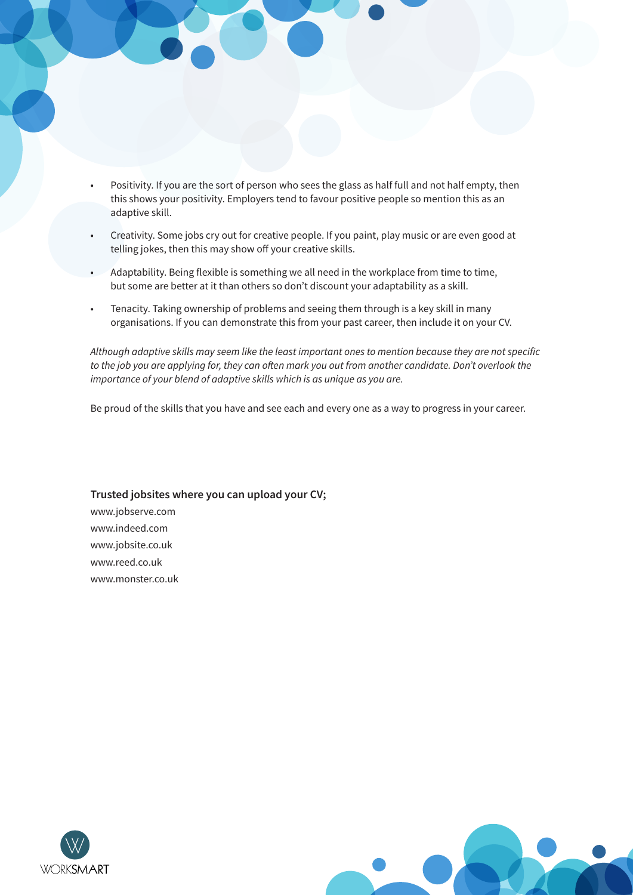- Positivity. If you are the sort of person who sees the glass as half full and not half empty, then this shows your positivity. Employers tend to favour positive people so mention this as an adaptive skill.
- Creativity. Some jobs cry out for creative people. If you paint, play music or are even good at telling jokes, then this may show off your creative skills.
- Adaptability. Being flexible is something we all need in the workplace from time to time, but some are better at it than others so don't discount your adaptability as a skill.
- Tenacity. Taking ownership of problems and seeing them through is a key skill in many organisations. If you can demonstrate this from your past career, then include it on your CV.

*Although adaptive skills may seem like the least important ones to mention because they are not specific to the job you are applying for, they can often mark you out from another candidate. Don't overlook the importance of your blend of adaptive skills which is as unique as you are.*

Be proud of the skills that you have and see each and every one as a way to progress in your career.

**Trusted jobsites where you can upload your CV;**

www.jobserve.com
www.indeed.com
www.jobsite.co.uk
www.reed.co.uk
www.monster.co.uk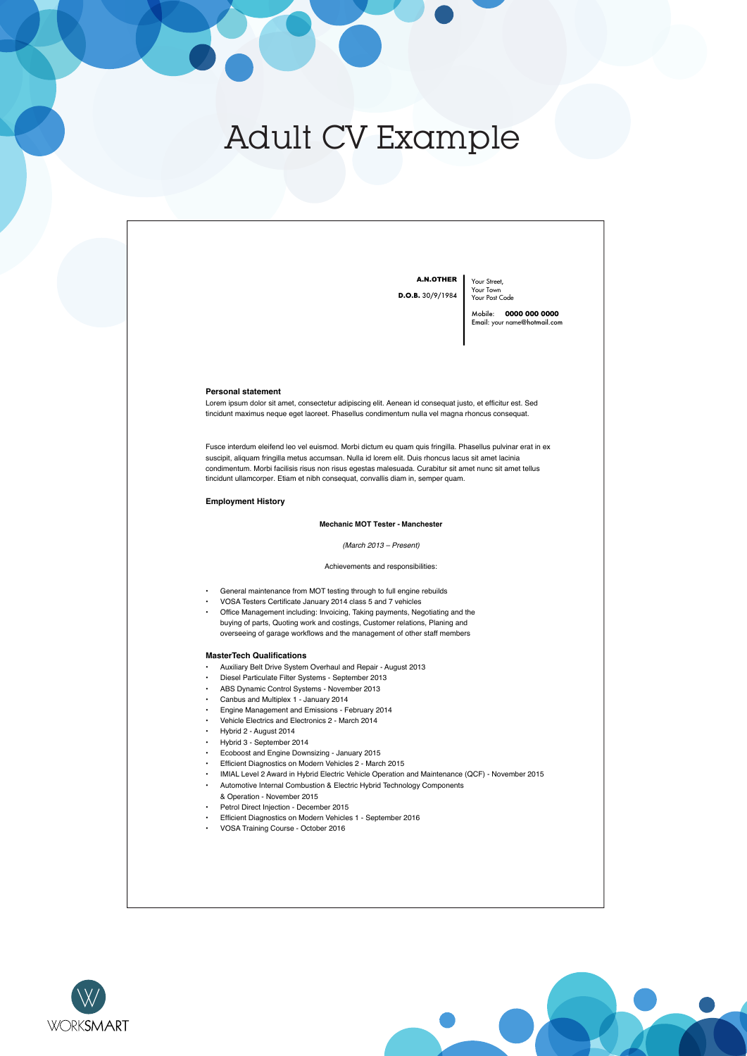# Adult CV Example

**A.N.OTHER**

**D.O.B.** 30/9/1984

Your Street,
Your Town
Your Post Code

Mobile: **0000 000 0000**
Email: your name@hotmail.com

**Personal statement**

Lorem ipsum dolor sit amet, consectetur adipiscing elit. Aenean id consequat justo, et efficitur est. Sed tincidunt maximus neque eget laoreet. Phasellus condimentum nulla vel magna rhoncus consequat.

Fusce interdum eleifend leo vel euismod. Morbi dictum eu quam quis fringilla. Phasellus pulvinar erat in ex suscipit, aliquam fringilla metus accumsan. Nulla id lorem elit. Duis rhoncus lacus sit amet lacinia condimentum. Morbi facilisis risus non risus egestas malesuada. Curabitur sit amet nunc sit amet tellus tincidunt ullamcorper. Etiam et nibh consequat, convallis diam in, semper quam.

**Employment History**

**Mechanic MOT Tester - Manchester**

*(March 2013 – Present)*

Achievements and responsibilities:

- General maintenance from MOT testing through to full engine rebuilds
- VOSA Testers Certificate January 2014 class 5 and 7 vehicles
- Office Management including: Invoicing, Taking payments, Negotiating and the buying of parts, Quoting work and costings, Customer relations, Planing and overseeing of garage workflows and the management of other staff members

**MasterTech Qualifications**

- Auxiliary Belt Drive System Overhaul and Repair - August 2013
- Diesel Particulate Filter Systems - September 2013
- ABS Dynamic Control Systems - November 2013
- Canbus and Multiplex 1 - January 2014
- Engine Management and Emissions - February 2014
- Vehicle Electrics and Electronics 2 - March 2014
- Hybrid 2 - August 2014
- Hybrid 3 - September 2014
- Ecoboost and Engine Downsizing - January 2015
- Efficient Diagnostics on Modern Vehicles 2 - March 2015
- IMIAL Level 2 Award in Hybrid Electric Vehicle Operation and Maintenance (QCF) - November 2015
- Automotive Internal Combustion & Electric Hybrid Technology Components & Operation - November 2015
- Petrol Direct Injection - December 2015
- Efficient Diagnostics on Modern Vehicles 1 - September 2016
- VOSA Training Course - October 2016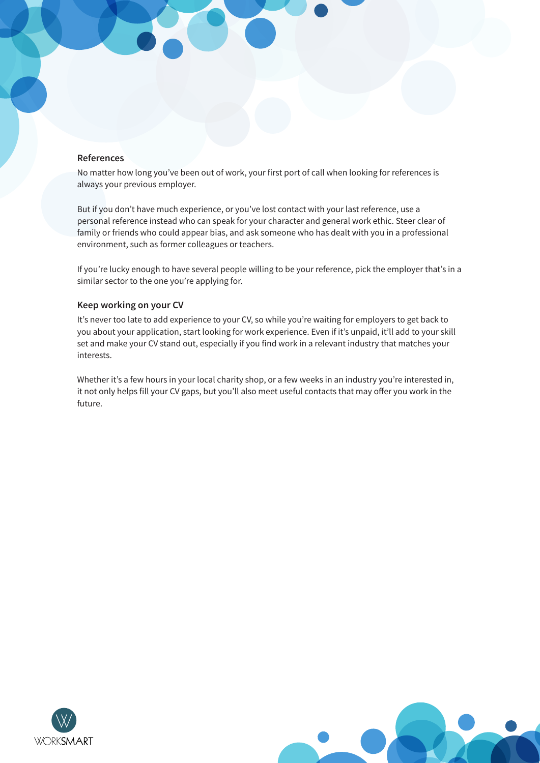### References

No matter how long you've been out of work, your first port of call when looking for references is always your previous employer.

But if you don't have much experience, or you've lost contact with your last reference, use a personal reference instead who can speak for your character and general work ethic. Steer clear of family or friends who could appear bias, and ask someone who has dealt with you in a professional environment, such as former colleagues or teachers.

If you're lucky enough to have several people willing to be your reference, pick the employer that's in a similar sector to the one you're applying for.

### Keep working on your CV

It's never too late to add experience to your CV, so while you're waiting for employers to get back to you about your application, start looking for work experience. Even if it's unpaid, it'll add to your skill set and make your CV stand out, especially if you find work in a relevant industry that matches your interests.

Whether it's a few hours in your local charity shop, or a few weeks in an industry you're interested in, it not only helps fill your CV gaps, but you'll also meet useful contacts that may offer you work in the future.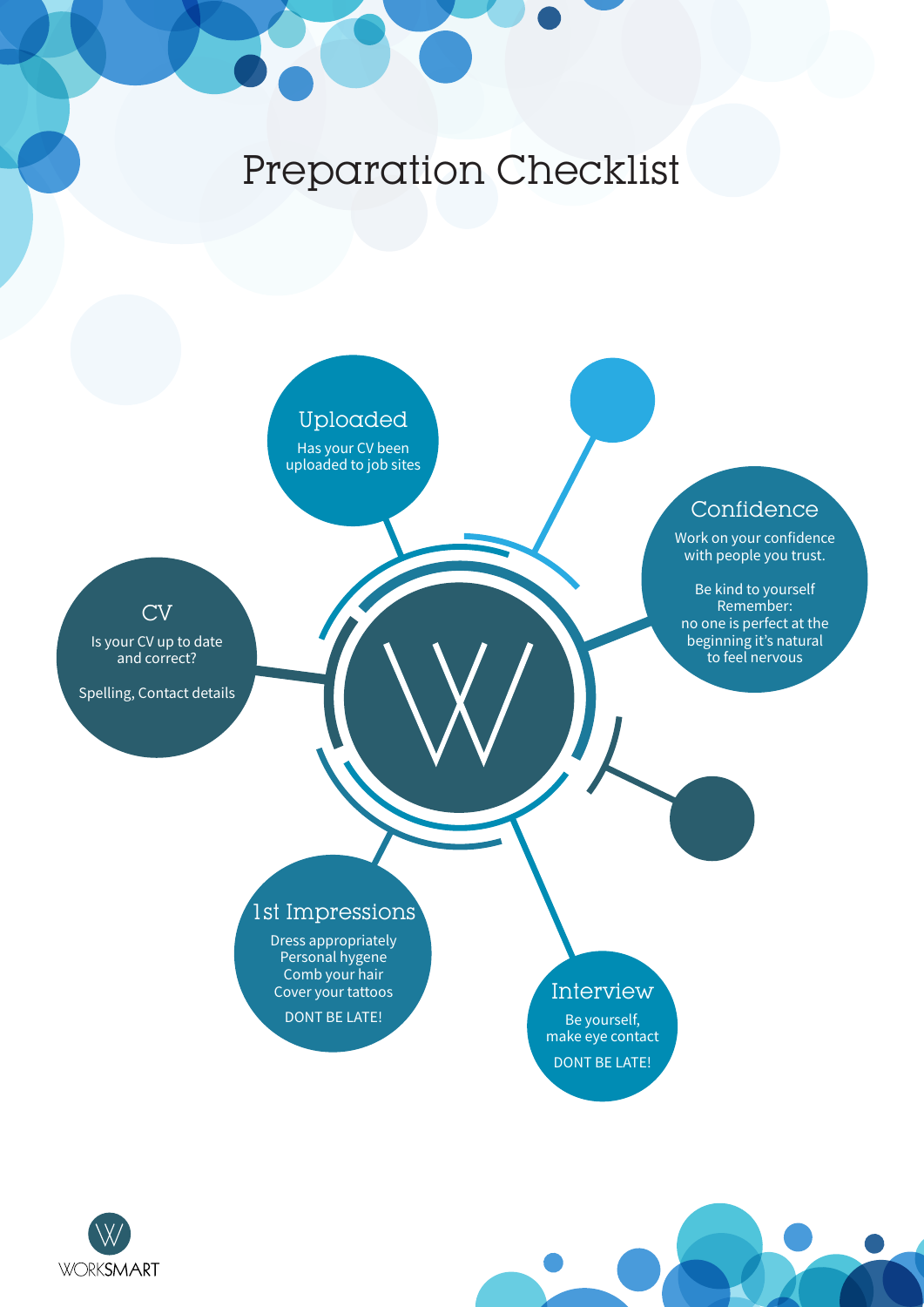# Preparation Checklist

## Uploaded

Has your CV been uploaded to job sites

## Confidence

Work on your confidence with people you trust.

Be kind to yourself
Remember:
no one is perfect at the beginning it's natural to feel nervous

## CV

Is your CV up to date and correct?

Spelling, Contact details

## 1st Impressions

Dress appropriately
Personal hygene
Comb your hair
Cover your tattoos

DONT BE LATE!

## Interview

Be yourself, make eye contact

DONT BE LATE!

WORKSMART